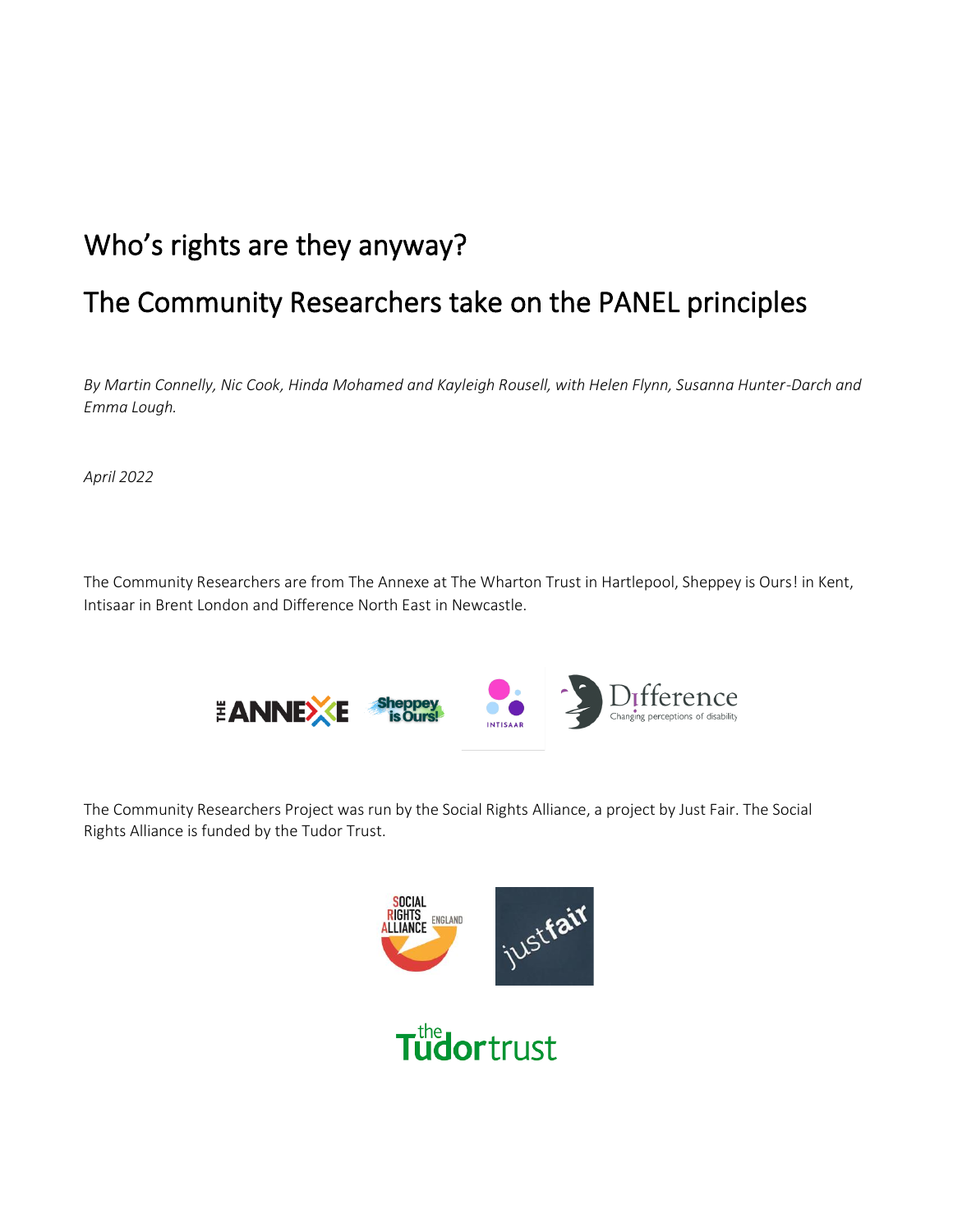# Who's rights are they anyway?

# The Community Researchers take on the PANEL principles

*By Martin Connelly, Nic Cook, Hinda Mohamed and Kayleigh Rousell, with Helen Flynn, Susanna Hunter-Darch and Emma Lough.*

*April 2022*

The Community Researchers are from The Annexe at The Wharton Trust in Hartlepool, Sheppey is Ours! in Kent, Intisaar in Brent London and Difference North East in Newcastle.

The Community Researchers Project was run by the Social Rights Alliance, a project by Just Fair. The Social Rights Alliance is funded by the Tudor Trust.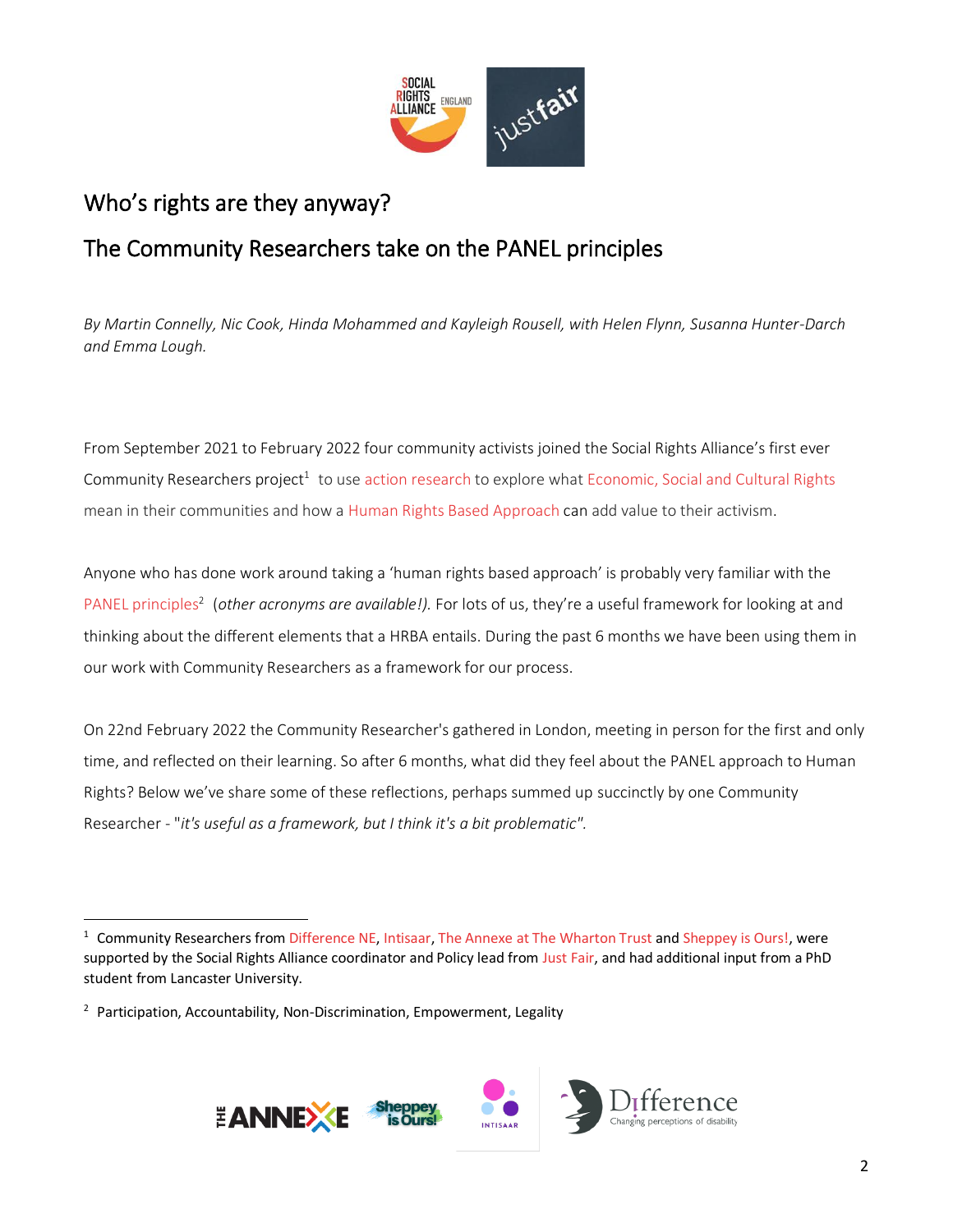# Who's rights are they anyway?

## The Community Researchers take on the PANEL principles

*By Martin Connelly, Nic Cook, Hinda Mohammed and Kayleigh Rousell, with Helen Flynn, Susanna Hunter-Darch and Emma Lough.*

From September 2021 to February 2022 four community activists joined the Social Rights Alliance's first ever Community Researchers project[1] to use action research to explore what Economic, Social and Cultural Rights mean in their communities and how a Human Rights Based Approach can add value to their activism.

Anyone who has done work around taking a 'human rights based approach' is probably very familiar with the PANEL principles[2] (*other acronyms are available!).* For lots of us, they're a useful framework for looking at and thinking about the different elements that a HRBA entails. During the past 6 months we have been using them in our work with Community Researchers as a framework for our process.

On 22nd February 2022 the Community Researcher's gathered in London, meeting in person for the first and only time, and reflected on their learning. So after 6 months, what did they feel about the PANEL approach to Human Rights? Below we've share some of these reflections, perhaps summed up succinctly by one Community Researcher - "*it's useful as a framework, but I think it's a bit problematic".*

---

[1] Community Researchers from Difference NE, Intisaar, The Annexe at The Wharton Trust and Sheppey is Ours!, were supported by the Social Rights Alliance coordinator and Policy lead from Just Fair, and had additional input from a PhD student from Lancaster University.

[2] Participation, Accountability, Non-Discrimination, Empowerment, Legality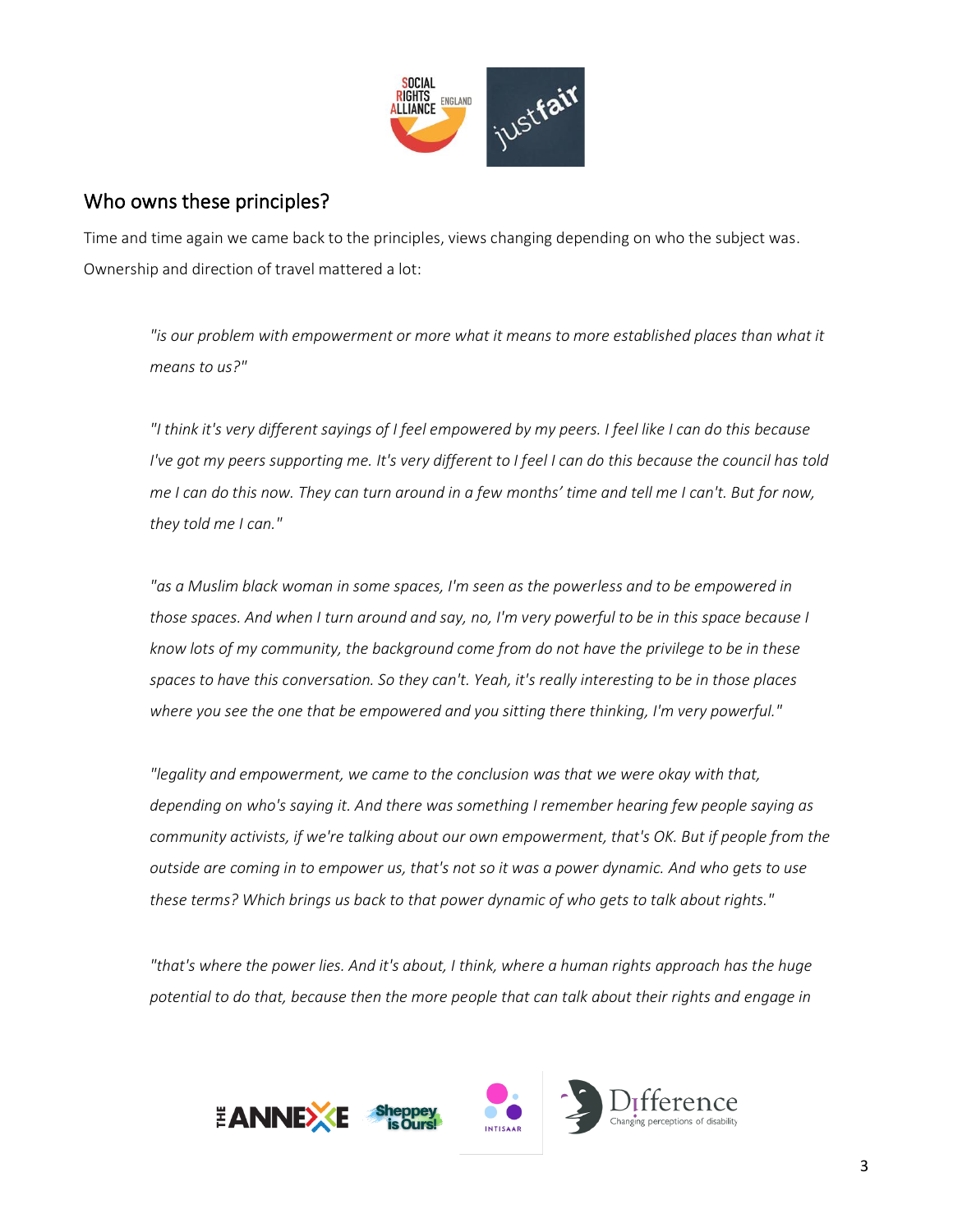## Who owns these principles?

Time and time again we came back to the principles, views changing depending on who the subject was. Ownership and direction of travel mattered a lot:

> *"is our problem with empowerment or more what it means to more established places than what it means to us?"*

> *"I think it's very different sayings of I feel empowered by my peers. I feel like I can do this because I've got my peers supporting me. It's very different to I feel I can do this because the council has told me I can do this now. They can turn around in a few months' time and tell me I can't. But for now, they told me I can."*

> *"as a Muslim black woman in some spaces, I'm seen as the powerless and to be empowered in those spaces. And when I turn around and say, no, I'm very powerful to be in this space because I know lots of my community, the background come from do not have the privilege to be in these spaces to have this conversation. So they can't. Yeah, it's really interesting to be in those places where you see the one that be empowered and you sitting there thinking, I'm very powerful."*

> *"legality and empowerment, we came to the conclusion was that we were okay with that, depending on who's saying it. And there was something I remember hearing few people saying as community activists, if we're talking about our own empowerment, that's OK. But if people from the outside are coming in to empower us, that's not so it was a power dynamic. And who gets to use these terms? Which brings us back to that power dynamic of who gets to talk about rights."*

> *"that's where the power lies. And it's about, I think, where a human rights approach has the huge potential to do that, because then the more people that can talk about their rights and engage in*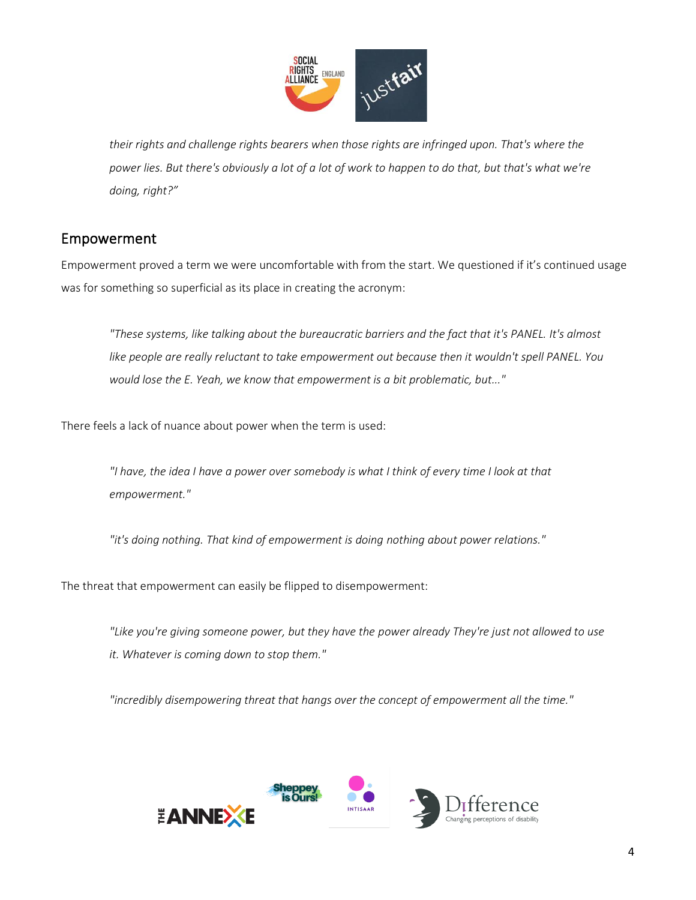*their rights and challenge rights bearers when those rights are infringed upon. That's where the power lies. But there's obviously a lot of a lot of work to happen to do that, but that's what we're doing, right?"*

## Empowerment

Empowerment proved a term we were uncomfortable with from the start. We questioned if it's continued usage was for something so superficial as its place in creating the acronym:

> *"These systems, like talking about the bureaucratic barriers and the fact that it's PANEL. It's almost like people are really reluctant to take empowerment out because then it wouldn't spell PANEL. You would lose the E. Yeah, we know that empowerment is a bit problematic, but..."*

There feels a lack of nuance about power when the term is used:

> *"I have, the idea I have a power over somebody is what I think of every time I look at that empowerment."*

> *"it's doing nothing. That kind of empowerment is doing nothing about power relations."*

The threat that empowerment can easily be flipped to disempowerment:

> *"Like you're giving someone power, but they have the power already They're just not allowed to use it. Whatever is coming down to stop them."*

> *"incredibly disempowering threat that hangs over the concept of empowerment all the time."*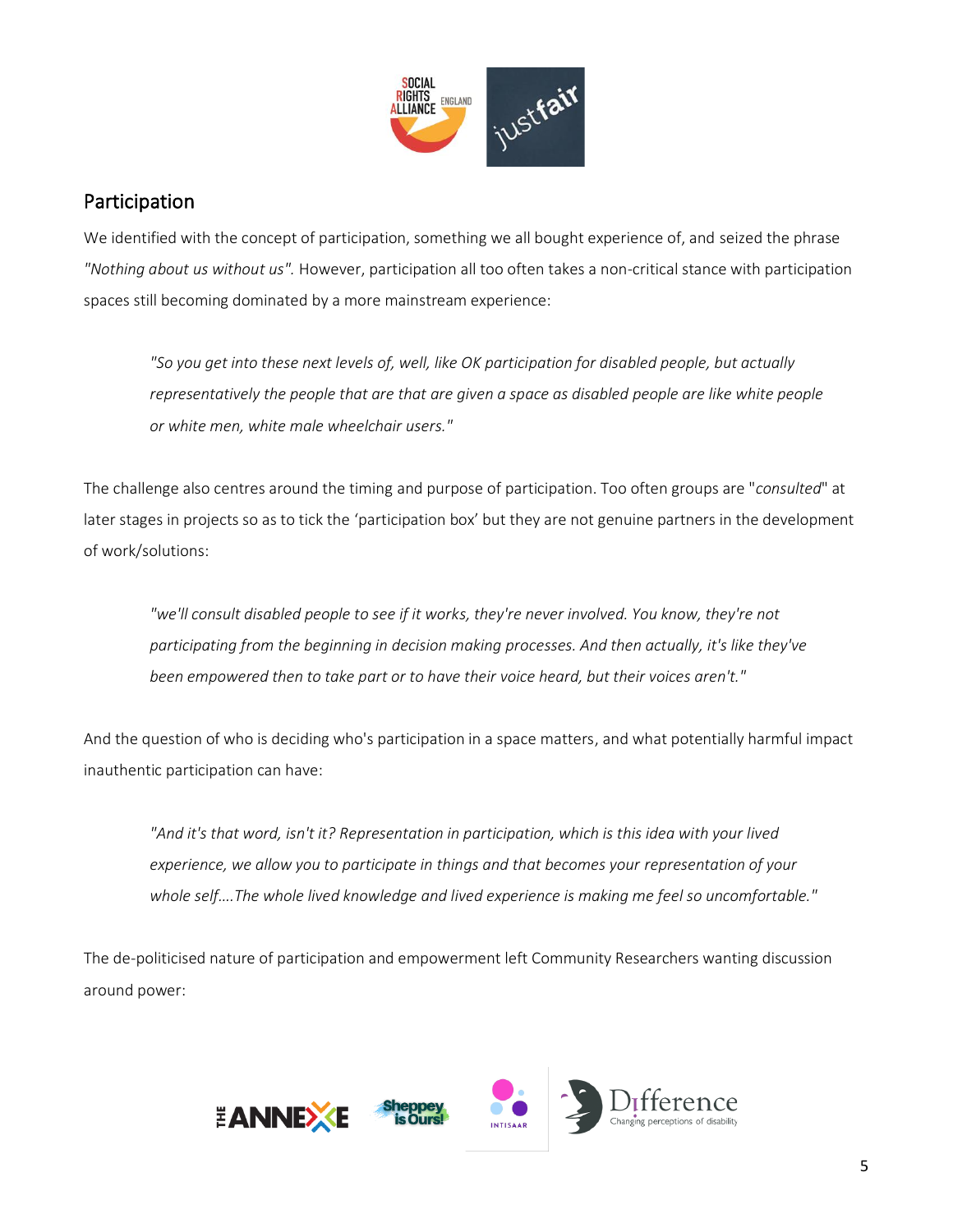## Participation

We identified with the concept of participation, something we all bought experience of, and seized the phrase *"Nothing about us without us"*. However, participation all too often takes a non-critical stance with participation spaces still becoming dominated by a more mainstream experience:

> *"So you get into these next levels of, well, like OK participation for disabled people, but actually representatively the people that are that are given a space as disabled people are like white people or white men, white male wheelchair users."*

The challenge also centres around the timing and purpose of participation. Too often groups are "*consulted*" at later stages in projects so as to tick the 'participation box' but they are not genuine partners in the development of work/solutions:

> *"we'll consult disabled people to see if it works, they're never involved. You know, they're not participating from the beginning in decision making processes. And then actually, it's like they've been empowered then to take part or to have their voice heard, but their voices aren't."*

And the question of who is deciding who's participation in a space matters, and what potentially harmful impact inauthentic participation can have:

> *"And it's that word, isn't it? Representation in participation, which is this idea with your lived experience, we allow you to participate in things and that becomes your representation of your whole self....The whole lived knowledge and lived experience is making me feel so uncomfortable."*

The de-politicised nature of participation and empowerment left Community Researchers wanting discussion around power: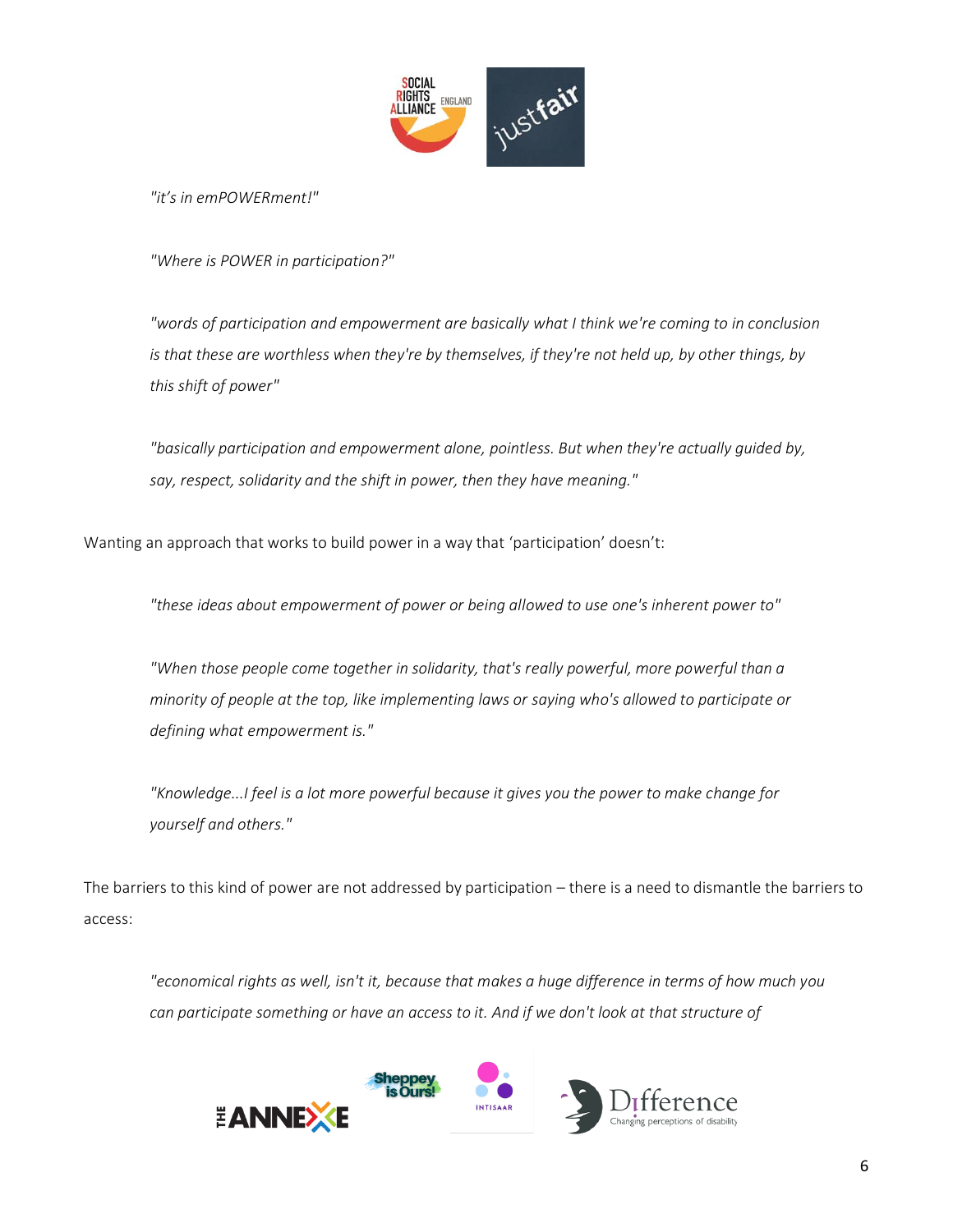*"it's in emPOWERment!"*

*"Where is POWER in participation?"*

*"words of participation and empowerment are basically what I think we're coming to in conclusion is that these are worthless when they're by themselves, if they're not held up, by other things, by this shift of power"*

*"basically participation and empowerment alone, pointless. But when they're actually guided by, say, respect, solidarity and the shift in power, then they have meaning."*

Wanting an approach that works to build power in a way that 'participation' doesn't:

*"these ideas about empowerment of power or being allowed to use one's inherent power to"*

*"When those people come together in solidarity, that's really powerful, more powerful than a minority of people at the top, like implementing laws or saying who's allowed to participate or defining what empowerment is."*

*"Knowledge...I feel is a lot more powerful because it gives you the power to make change for yourself and others."*

The barriers to this kind of power are not addressed by participation – there is a need to dismantle the barriers to access:

*"economical rights as well, isn't it, because that makes a huge difference in terms of how much you can participate something or have an access to it. And if we don't look at that structure of*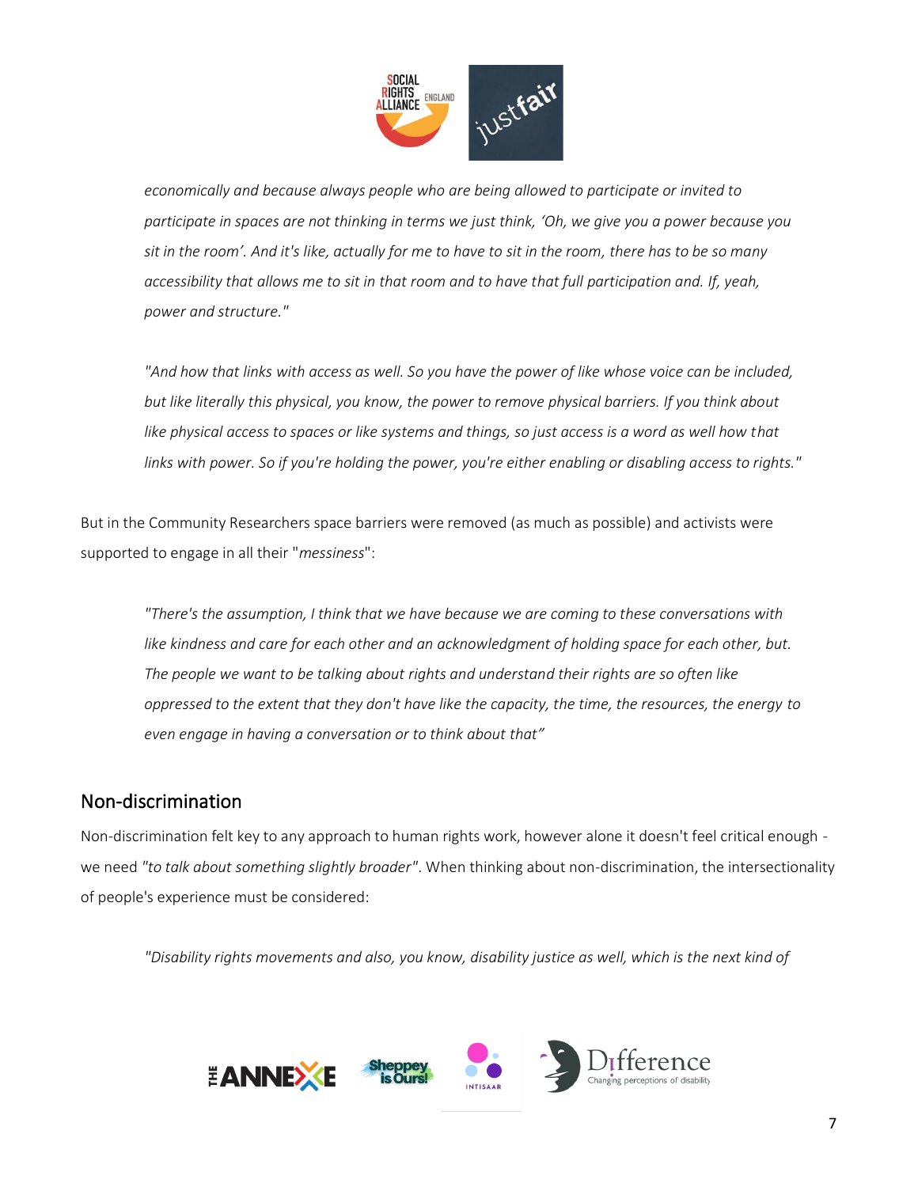*economically and because always people who are being allowed to participate or invited to participate in spaces are not thinking in terms we just think, 'Oh, we give you a power because you sit in the room'. And it's like, actually for me to have to sit in the room, there has to be so many accessibility that allows me to sit in that room and to have that full participation and. If, yeah, power and structure."*

*"And how that links with access as well. So you have the power of like whose voice can be included, but like literally this physical, you know, the power to remove physical barriers. If you think about like physical access to spaces or like systems and things, so just access is a word as well how that links with power. So if you're holding the power, you're either enabling or disabling access to rights."*

But in the Community Researchers space barriers were removed (as much as possible) and activists were supported to engage in all their "*messiness*":

*"There's the assumption, I think that we have because we are coming to these conversations with like kindness and care for each other and an acknowledgment of holding space for each other, but. The people we want to be talking about rights and understand their rights are so often like oppressed to the extent that they don't have like the capacity, the time, the resources, the energy to even engage in having a conversation or to think about that"*

## Non-discrimination

Non-discrimination felt key to any approach to human rights work, however alone it doesn't feel critical enough - we need *"to talk about something slightly broader"*. When thinking about non-discrimination, the intersectionality of people's experience must be considered:

*"Disability rights movements and also, you know, disability justice as well, which is the next kind of*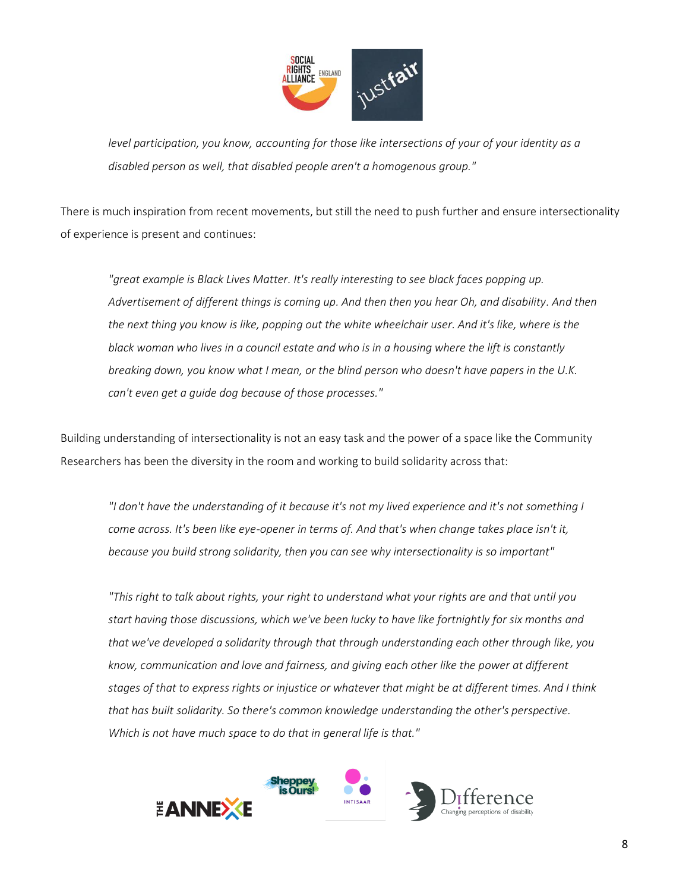*level participation, you know, accounting for those like intersections of your of your identity as a disabled person as well, that disabled people aren't a homogenous group."*

There is much inspiration from recent movements, but still the need to push further and ensure intersectionality of experience is present and continues:

> *"great example is Black Lives Matter. It's really interesting to see black faces popping up. Advertisement of different things is coming up. And then then you hear Oh, and disability. And then the next thing you know is like, popping out the white wheelchair user. And it's like, where is the black woman who lives in a council estate and who is in a housing where the lift is constantly breaking down, you know what I mean, or the blind person who doesn't have papers in the U.K. can't even get a guide dog because of those processes."*

Building understanding of intersectionality is not an easy task and the power of a space like the Community Researchers has been the diversity in the room and working to build solidarity across that:

> *"I don't have the understanding of it because it's not my lived experience and it's not something I come across. It's been like eye-opener in terms of. And that's when change takes place isn't it, because you build strong solidarity, then you can see why intersectionality is so important"*

> *"This right to talk about rights, your right to understand what your rights are and that until you start having those discussions, which we've been lucky to have like fortnightly for six months and that we've developed a solidarity through that through understanding each other through like, you know, communication and love and fairness, and giving each other like the power at different stages of that to express rights or injustice or whatever that might be at different times. And I think that has built solidarity. So there's common knowledge understanding the other's perspective. Which is not have much space to do that in general life is that."*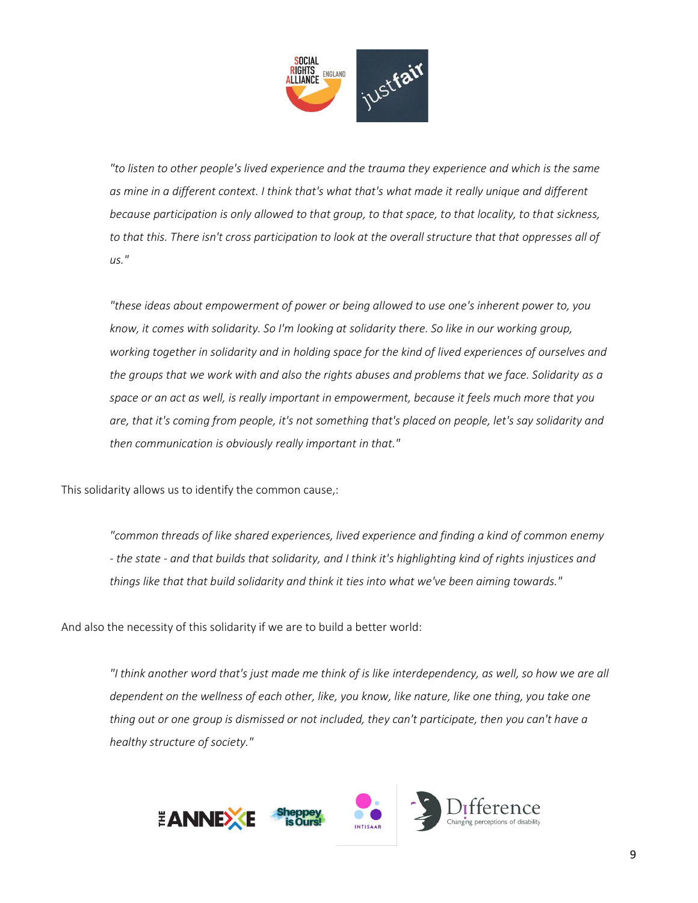> *"to listen to other people's lived experience and the trauma they experience and which is the same as mine in a different context. I think that's what that's what made it really unique and different because participation is only allowed to that group, to that space, to that locality, to that sickness, to that this. There isn't cross participation to look at the overall structure that that oppresses all of us."*

> *"these ideas about empowerment of power or being allowed to use one's inherent power to, you know, it comes with solidarity. So I'm looking at solidarity there. So like in our working group, working together in solidarity and in holding space for the kind of lived experiences of ourselves and the groups that we work with and also the rights abuses and problems that we face. Solidarity as a space or an act as well, is really important in empowerment, because it feels much more that you are, that it's coming from people, it's not something that's placed on people, let's say solidarity and then communication is obviously really important in that."*

This solidarity allows us to identify the common cause,:

> *"common threads of like shared experiences, lived experience and finding a kind of common enemy - the state - and that builds that solidarity, and I think it's highlighting kind of rights injustices and things like that that build solidarity and think it ties into what we've been aiming towards."*

And also the necessity of this solidarity if we are to build a better world:

> *"I think another word that's just made me think of is like interdependency, as well, so how we are all dependent on the wellness of each other, like, you know, like nature, like one thing, you take one thing out or one group is dismissed or not included, they can't participate, then you can't have a healthy structure of society."*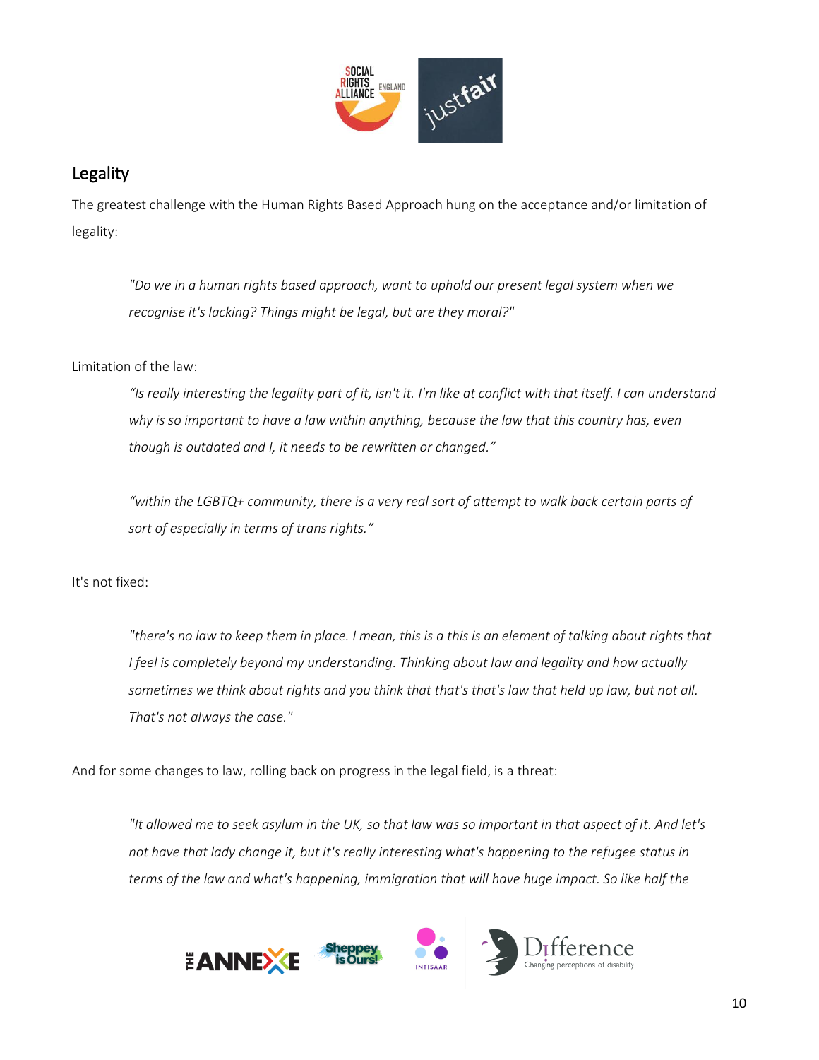## Legality

The greatest challenge with the Human Rights Based Approach hung on the acceptance and/or limitation of legality:

> *"Do we in a human rights based approach, want to uphold our present legal system when we recognise it's lacking? Things might be legal, but are they moral?"*

Limitation of the law:

> *"Is really interesting the legality part of it, isn't it. I'm like at conflict with that itself. I can understand why is so important to have a law within anything, because the law that this country has, even though is outdated and I, it needs to be rewritten or changed."*

> *"within the LGBTQ+ community, there is a very real sort of attempt to walk back certain parts of sort of especially in terms of trans rights."*

It's not fixed:

> *"there's no law to keep them in place. I mean, this is a this is an element of talking about rights that I feel is completely beyond my understanding. Thinking about law and legality and how actually sometimes we think about rights and you think that that's that's law that held up law, but not all. That's not always the case."*

And for some changes to law, rolling back on progress in the legal field, is a threat:

> *"It allowed me to seek asylum in the UK, so that law was so important in that aspect of it. And let's not have that lady change it, but it's really interesting what's happening to the refugee status in terms of the law and what's happening, immigration that will have huge impact. So like half the*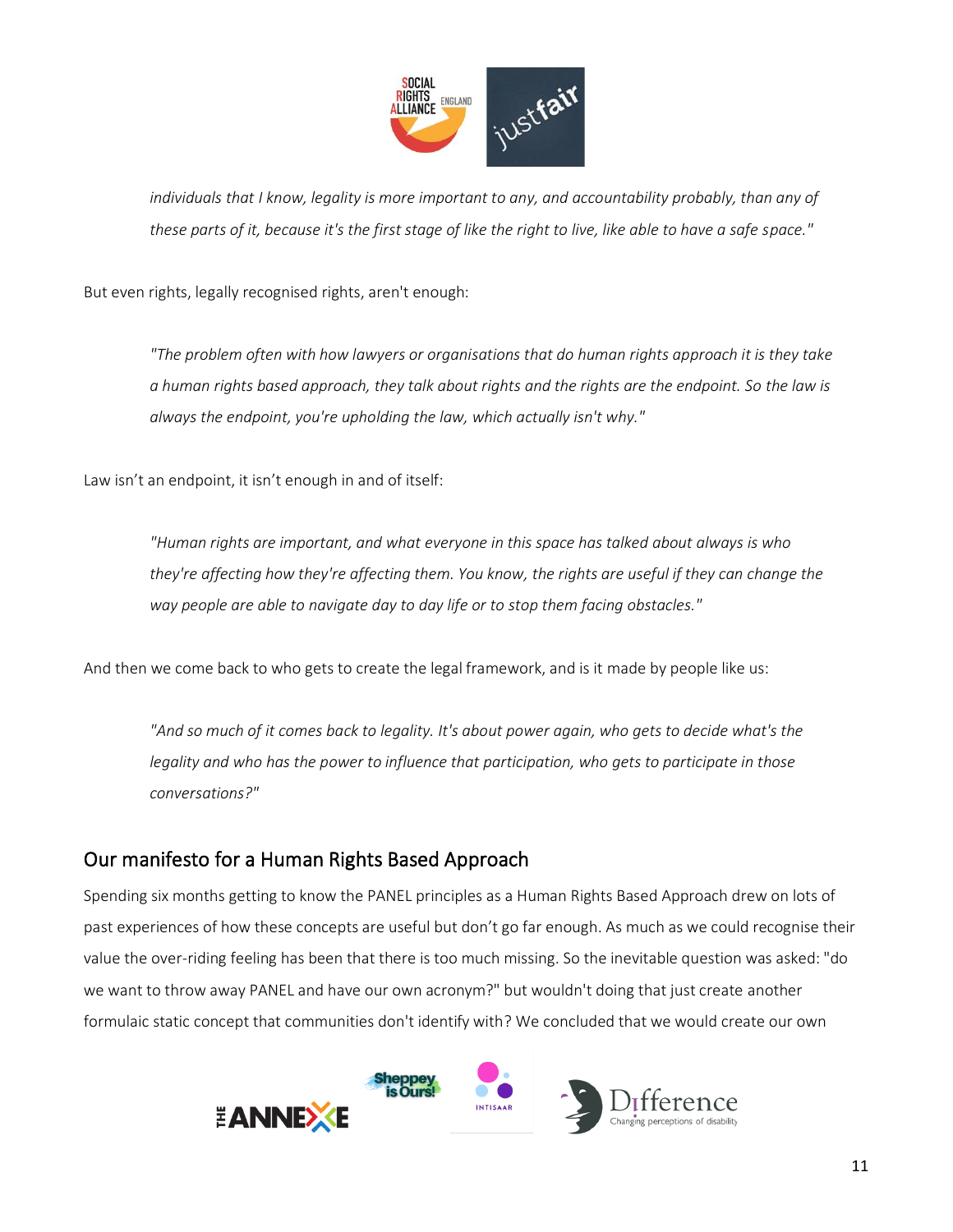> *individuals that I know, legality is more important to any, and accountability probably, than any of these parts of it, because it's the first stage of like the right to live, like able to have a safe space."*

But even rights, legally recognised rights, aren't enough:

> *"The problem often with how lawyers or organisations that do human rights approach it is they take a human rights based approach, they talk about rights and the rights are the endpoint. So the law is always the endpoint, you're upholding the law, which actually isn't why."*

Law isn't an endpoint, it isn't enough in and of itself:

> *"Human rights are important, and what everyone in this space has talked about always is who they're affecting how they're affecting them. You know, the rights are useful if they can change the way people are able to navigate day to day life or to stop them facing obstacles."*

And then we come back to who gets to create the legal framework, and is it made by people like us:

> *"And so much of it comes back to legality. It's about power again, who gets to decide what's the legality and who has the power to influence that participation, who gets to participate in those conversations?"*

## Our manifesto for a Human Rights Based Approach

Spending six months getting to know the PANEL principles as a Human Rights Based Approach drew on lots of past experiences of how these concepts are useful but don't go far enough. As much as we could recognise their value the over-riding feeling has been that there is too much missing. So the inevitable question was asked: "do we want to throw away PANEL and have our own acronym?" but wouldn't doing that just create another formulaic static concept that communities don't identify with? We concluded that we would create our own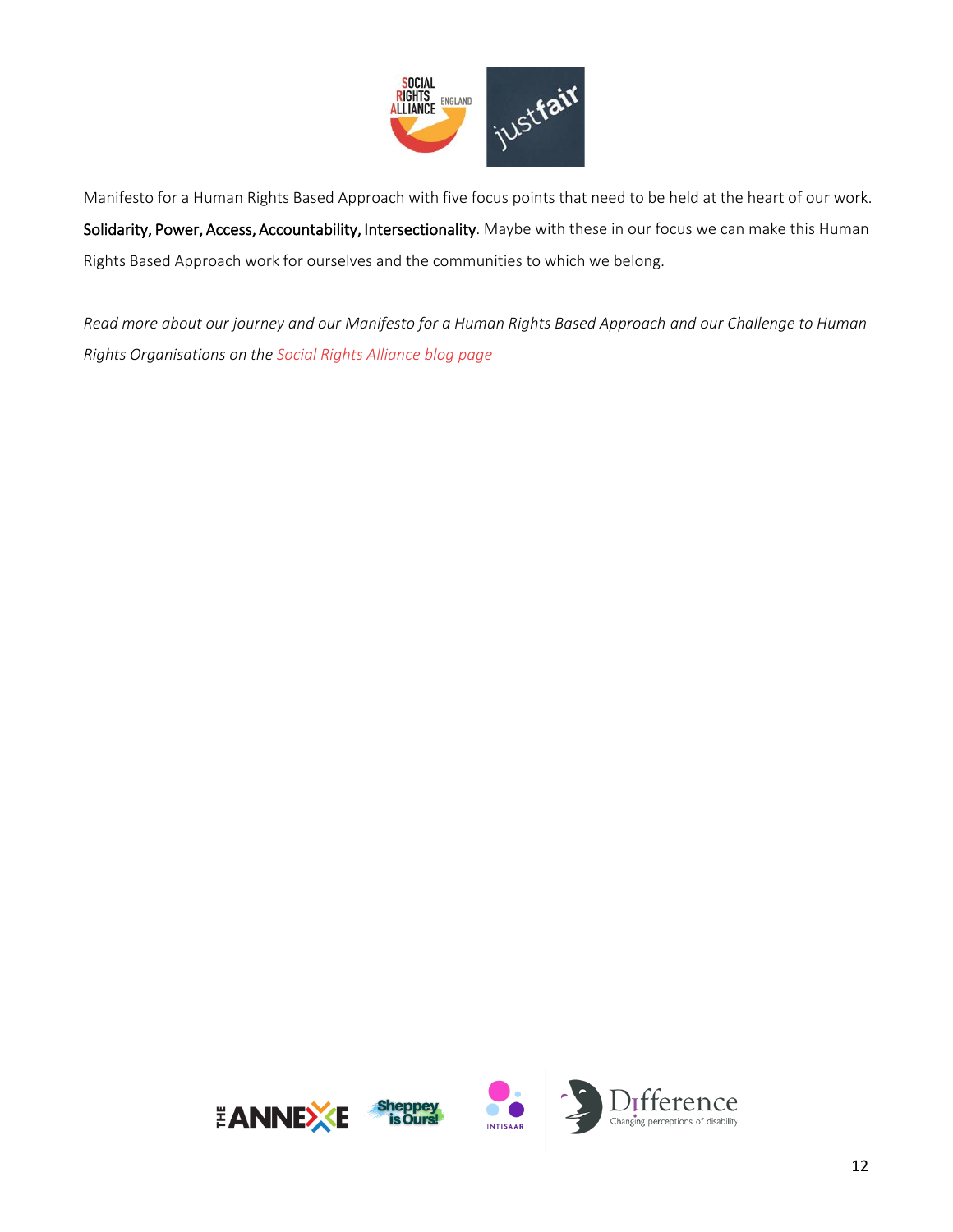Manifesto for a Human Rights Based Approach with five focus points that need to be held at the heart of our work. **Solidarity, Power, Access, Accountability, Intersectionality**. Maybe with these in our focus we can make this Human Rights Based Approach work for ourselves and the communities to which we belong.

*Read more about our journey and our Manifesto for a Human Rights Based Approach and our Challenge to Human Rights Organisations on the Social Rights Alliance blog page*